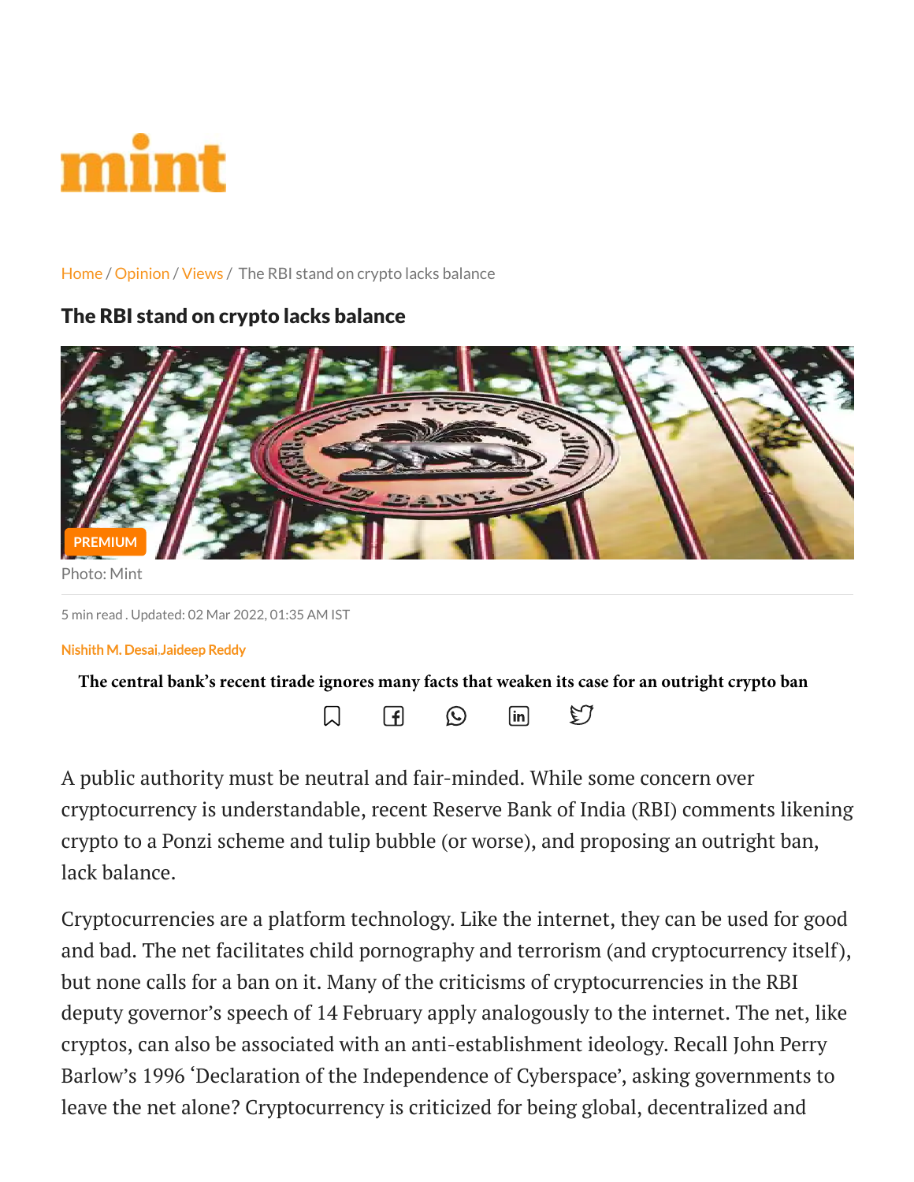mint

Home / Opinion / Views / The RBI stand on crypto lacks balance

# The RBI stand on crypto lacks balance

PREMIUM

Photo: Mint

5 min read . Updated: 02 Mar 2022, 01:35 AM IST

Nishith M. Desai,Jaideep Reddy

**The central bank's recent tirade ignores many facts that weaken its case for an outright crypto ban**

A public authority must be neutral and fair-minded. While some concern over cryptocurrency is understandable, recent Reserve Bank of India (RBI) comments likening crypto to a Ponzi scheme and tulip bubble (or worse), and proposing an outright ban, lack balance.

Cryptocurrencies are a platform technology. Like the internet, they can be used for good and bad. The net facilitates child pornography and terrorism (and cryptocurrency itself), but none calls for a ban on it. Many of the criticisms of cryptocurrencies in the RBI deputy governor's speech of 14 February apply analogously to the internet. The net, like cryptos, can also be associated with an anti-establishment ideology. Recall John Perry Barlow's 1996 'Declaration of the Independence of Cyberspace', asking governments to leave the net alone? Cryptocurrency is criticized for being global, decentralized and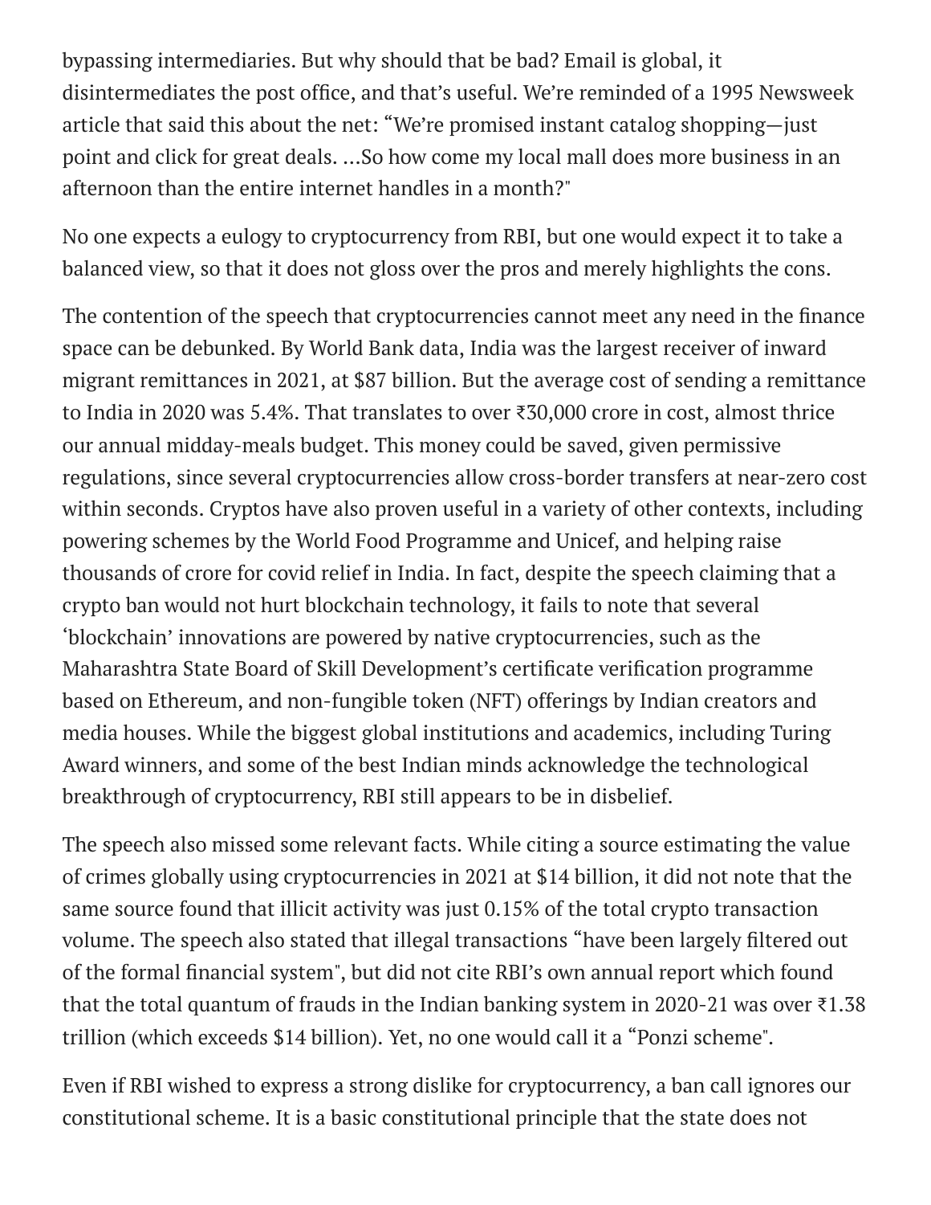bypassing intermediaries. But why should that be bad? Email is global, it disintermediates the post office, and that's useful. We're reminded of a 1995 Newsweek article that said this about the net: "We're promised instant catalog shopping—just point and click for great deals. ...So how come my local mall does more business in an afternoon than the entire internet handles in a month?"

No one expects a eulogy to cryptocurrency from RBI, but one would expect it to take a balanced view, so that it does not gloss over the pros and merely highlights the cons.

The contention of the speech that cryptocurrencies cannot meet any need in the finance space can be debunked. By World Bank data, India was the largest receiver of inward migrant remittances in 2021, at $87 billion. But the average cost of sending a remittance to India in 2020 was 5.4%. That translates to over ₹30,000 crore in cost, almost thrice our annual midday-meals budget. This money could be saved, given permissive regulations, since several cryptocurrencies allow cross-border transfers at near-zero cost within seconds. Cryptos have also proven useful in a variety of other contexts, including powering schemes by the World Food Programme and Unicef, and helping raise thousands of crore for covid relief in India. In fact, despite the speech claiming that a crypto ban would not hurt blockchain technology, it fails to note that several 'blockchain' innovations are powered by native cryptocurrencies, such as the Maharashtra State Board of Skill Development's certificate verification programme based on Ethereum, and non-fungible token (NFT) offerings by Indian creators and media houses. While the biggest global institutions and academics, including Turing Award winners, and some of the best Indian minds acknowledge the technological breakthrough of cryptocurrency, RBI still appears to be in disbelief.

The speech also missed some relevant facts. While citing a source estimating the value of crimes globally using cryptocurrencies in 2021 at $14 billion, it did not note that the same source found that illicit activity was just 0.15% of the total crypto transaction volume. The speech also stated that illegal transactions "have been largely filtered out of the formal financial system", but did not cite RBI's own annual report which found that the total quantum of frauds in the Indian banking system in 2020-21 was over ₹1.38 trillion (which exceeds $14 billion). Yet, no one would call it a "Ponzi scheme".

Even if RBI wished to express a strong dislike for cryptocurrency, a ban call ignores our constitutional scheme. It is a basic constitutional principle that the state does not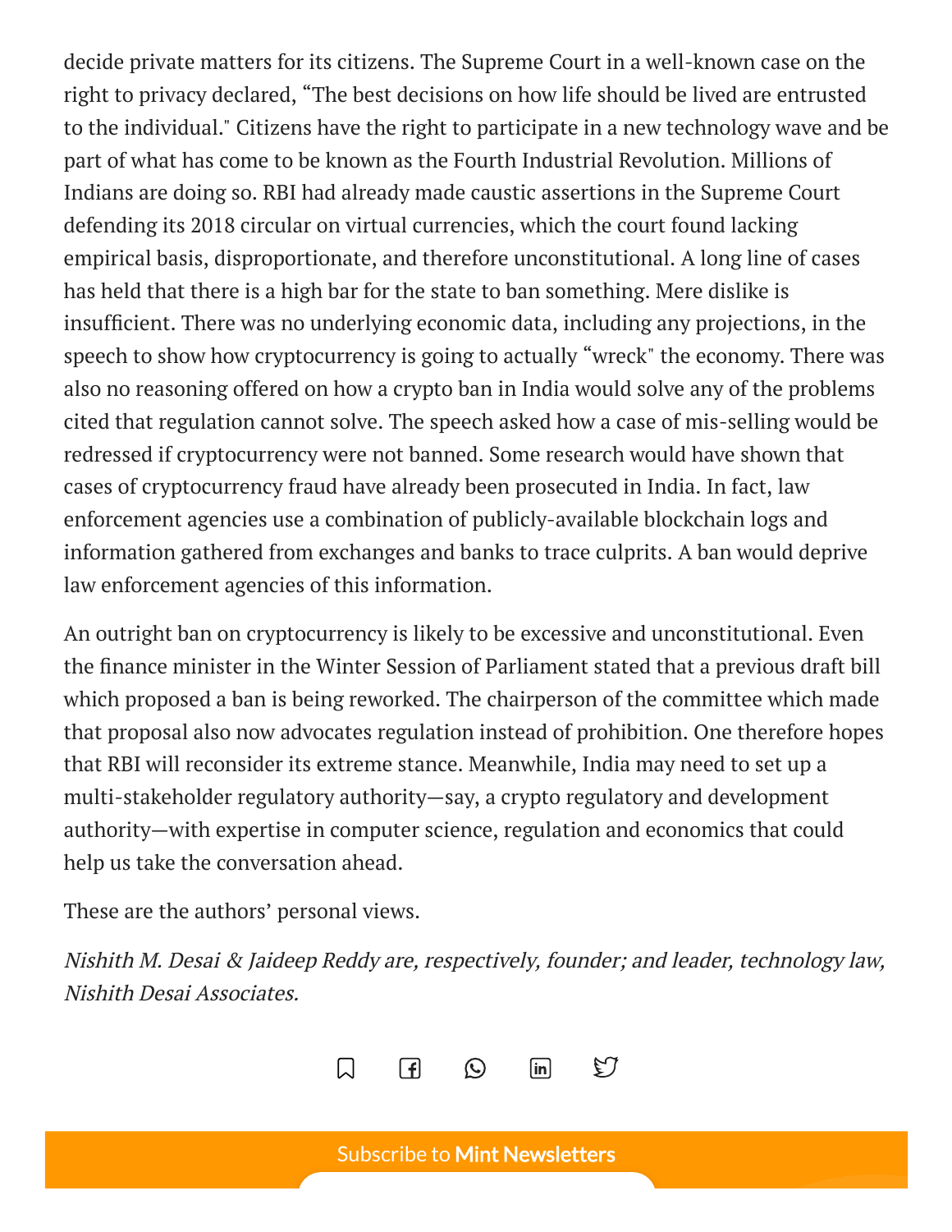decide private matters for its citizens. The Supreme Court in a well-known case on the right to privacy declared, “The best decisions on how life should be lived are entrusted to the individual." Citizens have the right to participate in a new technology wave and be part of what has come to be known as the Fourth Industrial Revolution. Millions of Indians are doing so. RBI had already made caustic assertions in the Supreme Court defending its 2018 circular on virtual currencies, which the court found lacking empirical basis, disproportionate, and therefore unconstitutional. A long line of cases has held that there is a high bar for the state to ban something. Mere dislike is insufficient. There was no underlying economic data, including any projections, in the speech to show how cryptocurrency is going to actually “wreck" the economy. There was also no reasoning offered on how a crypto ban in India would solve any of the problems cited that regulation cannot solve. The speech asked how a case of mis-selling would be redressed if cryptocurrency were not banned. Some research would have shown that cases of cryptocurrency fraud have already been prosecuted in India. In fact, law enforcement agencies use a combination of publicly-available blockchain logs and information gathered from exchanges and banks to trace culprits. A ban would deprive law enforcement agencies of this information.

An outright ban on cryptocurrency is likely to be excessive and unconstitutional. Even the finance minister in the Winter Session of Parliament stated that a previous draft bill which proposed a ban is being reworked. The chairperson of the committee which made that proposal also now advocates regulation instead of prohibition. One therefore hopes that RBI will reconsider its extreme stance. Meanwhile, India may need to set up a multi-stakeholder regulatory authority—say, a crypto regulatory and development authority—with expertise in computer science, regulation and economics that could help us take the conversation ahead.

These are the authors’ personal views.

*Nishith M. Desai & Jaideep Reddy are, respectively, founder; and leader, technology law, Nishith Desai Associates.*